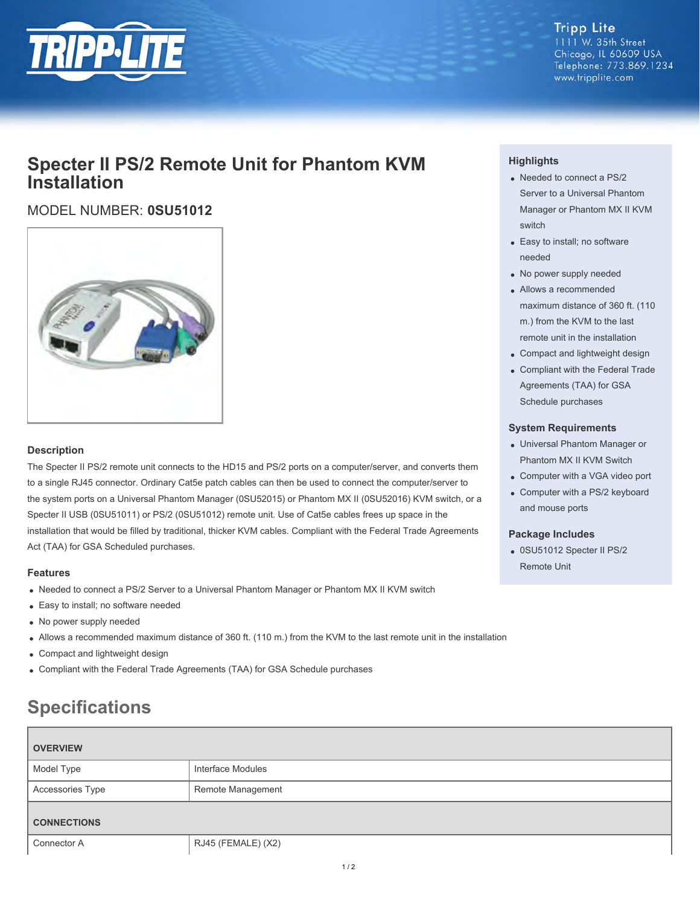Tripp Lite
1111 W. 35th Street
Chicago, IL 60609 USA
Telephone: 773.869.1234
www.tripplite.com

# Specter II PS/2 Remote Unit for Phantom KVM Installation

## MODEL NUMBER: **0SU51012**

### Highlights

- Needed to connect a PS/2 Server to a Universal Phantom Manager or Phantom MX II KVM switch
- Easy to install; no software needed
- No power supply needed
- Allows a recommended maximum distance of 360 ft. (110 m.) from the KVM to the last remote unit in the installation
- Compact and lightweight design
- Compliant with the Federal Trade Agreements (TAA) for GSA Schedule purchases

### System Requirements

- Universal Phantom Manager or Phantom MX II KVM Switch
- Computer with a VGA video port
- Computer with a PS/2 keyboard and mouse ports

### Package Includes

- 0SU51012 Specter II PS/2 Remote Unit

### Description

The Specter II PS/2 remote unit connects to the HD15 and PS/2 ports on a computer/server, and converts them to a single RJ45 connector. Ordinary Cat5e patch cables can then be used to connect the computer/server to the system ports on a Universal Phantom Manager (0SU52015) or Phantom MX II (0SU52016) KVM switch, or a Specter II USB (0SU51011) or PS/2 (0SU51012) remote unit. Use of Cat5e cables frees up space in the installation that would be filled by traditional, thicker KVM cables. Compliant with the Federal Trade Agreements Act (TAA) for GSA Scheduled purchases.

### Features

- Needed to connect a PS/2 Server to a Universal Phantom Manager or Phantom MX II KVM switch
- Easy to install; no software needed
- No power supply needed
- Allows a recommended maximum distance of 360 ft. (110 m.) from the KVM to the last remote unit in the installation
- Compact and lightweight design
- Compliant with the Federal Trade Agreements (TAA) for GSA Schedule purchases

## Specifications

| OVERVIEW | |
|---|---|
| Model Type | Interface Modules |
| Accessories Type | Remote Management |
| **CONNECTIONS** | |
| Connector A | RJ45 (FEMALE) (X2) |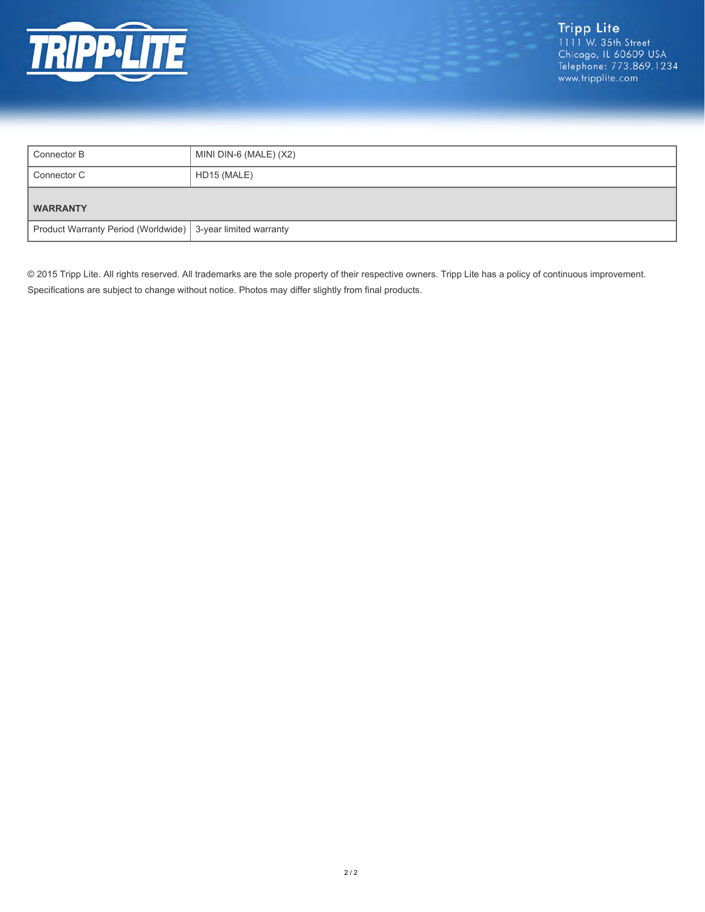| | |
|---|---|
| Connector B | MINI DIN-6 (MALE) (X2) |
| Connector C | HD15 (MALE) |
| **WARRANTY** | |
| Product Warranty Period (Worldwide) | 3-year limited warranty |

© 2015 Tripp Lite. All rights reserved. All trademarks are the sole property of their respective owners. Tripp Lite has a policy of continuous improvement. Specifications are subject to change without notice. Photos may differ slightly from final products.